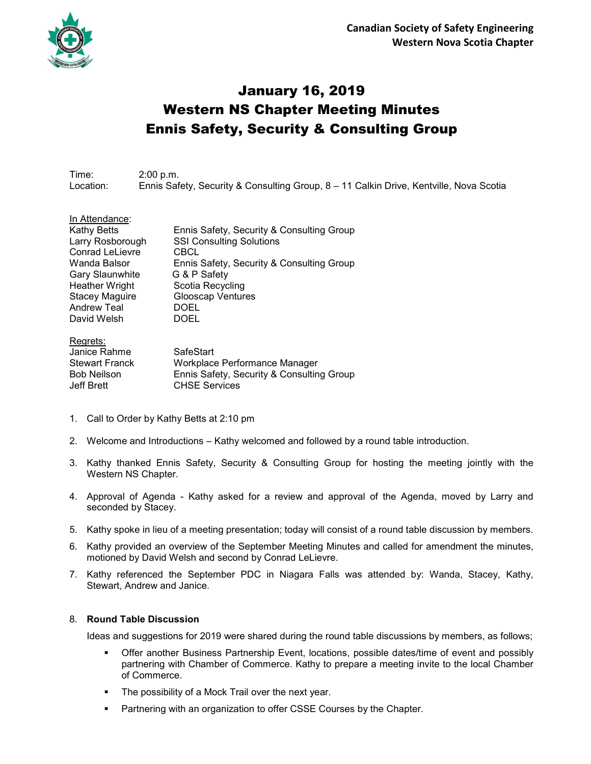**Canadian Society of Safety Engineering**
**Western Nova Scotia Chapter**

# January 16, 2019
# Western NS Chapter Meeting Minutes
# Ennis Safety, Security & Consulting Group

Time: 2:00 p.m.
Location: Ennis Safety, Security & Consulting Group, 8 – 11 Calkin Drive, Kentville, Nova Scotia

In Attendance:

| | |
|---|---|
| Kathy Betts | Ennis Safety, Security & Consulting Group |
| Larry Rosborough | SSI Consulting Solutions |
| Conrad LeLievre | CBCL |
| Wanda Balsor | Ennis Safety, Security & Consulting Group |
| Gary Slaunwhite | G & P Safety |
| Heather Wright | Scotia Recycling |
| Stacey Maguire | Glooscap Ventures |
| Andrew Teal | DOEL |
| David Welsh | DOEL |

Regrets:

| | |
|---|---|
| Janice Rahme | SafeStart |
| Stewart Franck | Workplace Performance Manager |
| Bob Neilson | Ennis Safety, Security & Consulting Group |
| Jeff Brett | CHSE Services |

1. Call to Order by Kathy Betts at 2:10 pm
2. Welcome and Introductions – Kathy welcomed and followed by a round table introduction.
3. Kathy thanked Ennis Safety, Security & Consulting Group for hosting the meeting jointly with the Western NS Chapter.
4. Approval of Agenda - Kathy asked for a review and approval of the Agenda, moved by Larry and seconded by Stacey.
5. Kathy spoke in lieu of a meeting presentation; today will consist of a round table discussion by members.
6. Kathy provided an overview of the September Meeting Minutes and called for amendment the minutes, motioned by David Welsh and second by Conrad LeLievre.
7. Kathy referenced the September PDC in Niagara Falls was attended by: Wanda, Stacey, Kathy, Stewart, Andrew and Janice.
8. **Round Table Discussion**

   Ideas and suggestions for 2019 were shared during the round table discussions by members, as follows;

   - Offer another Business Partnership Event, locations, possible dates/time of event and possibly partnering with Chamber of Commerce. Kathy to prepare a meeting invite to the local Chamber of Commerce.
   - The possibility of a Mock Trail over the next year.
   - Partnering with an organization to offer CSSE Courses by the Chapter.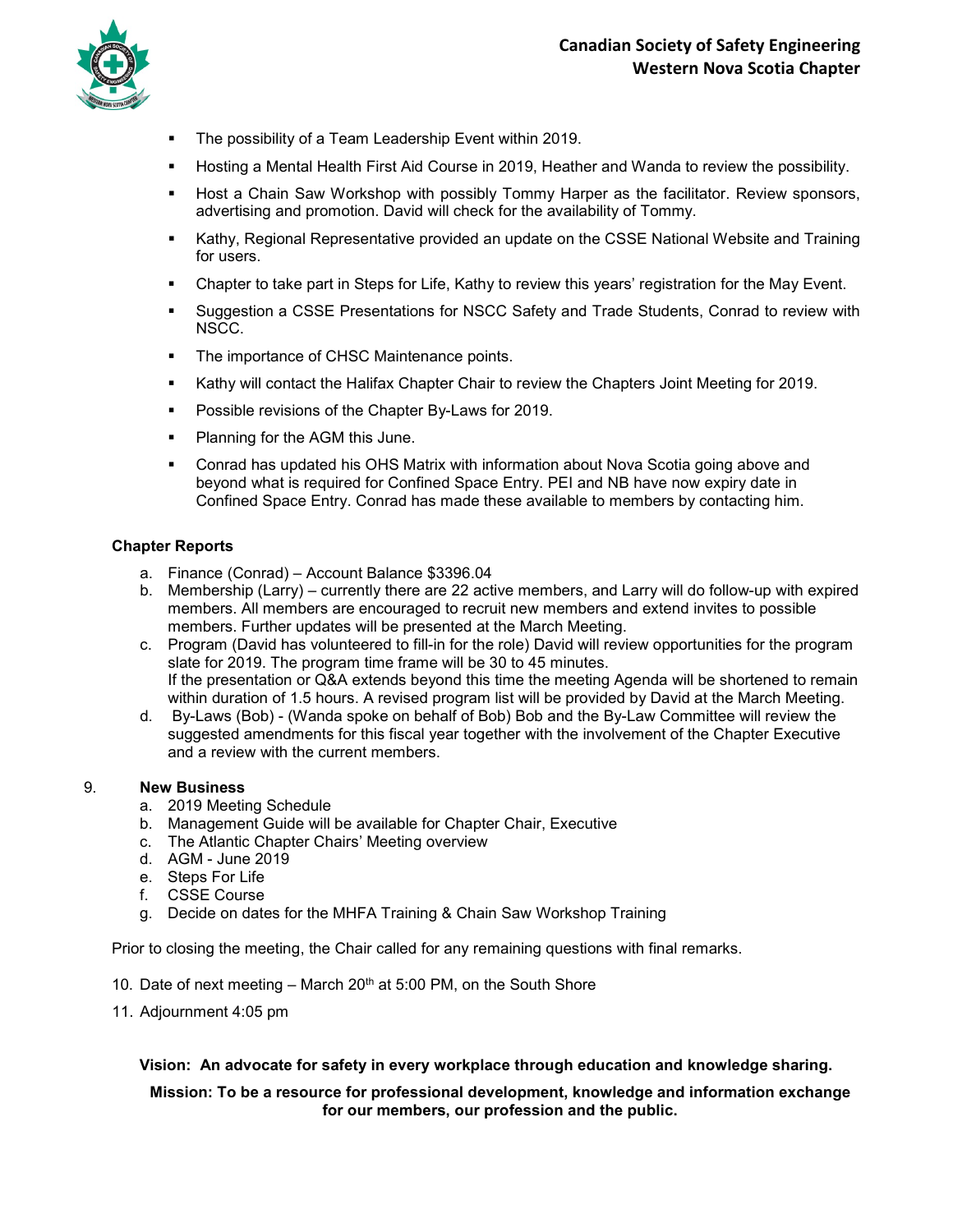- The possibility of a Team Leadership Event within 2019.
- Hosting a Mental Health First Aid Course in 2019, Heather and Wanda to review the possibility.
- Host a Chain Saw Workshop with possibly Tommy Harper as the facilitator. Review sponsors, advertising and promotion. David will check for the availability of Tommy.
- Kathy, Regional Representative provided an update on the CSSE National Website and Training for users.
- Chapter to take part in Steps for Life, Kathy to review this years' registration for the May Event.
- Suggestion a CSSE Presentations for NSCC Safety and Trade Students, Conrad to review with NSCC.
- The importance of CHSC Maintenance points.
- Kathy will contact the Halifax Chapter Chair to review the Chapters Joint Meeting for 2019.
- Possible revisions of the Chapter By-Laws for 2019.
- Planning for the AGM this June.
- Conrad has updated his OHS Matrix with information about Nova Scotia going above and beyond what is required for Confined Space Entry. PEI and NB have now expiry date in Confined Space Entry. Conrad has made these available to members by contacting him.

**Chapter Reports**

a. Finance (Conrad) – Account Balance $3396.04
b. Membership (Larry) – currently there are 22 active members, and Larry will do follow-up with expired members. All members are encouraged to recruit new members and extend invites to possible members. Further updates will be presented at the March Meeting.
c. Program (David has volunteered to fill-in for the role) David will review opportunities for the program slate for 2019. The program time frame will be 30 to 45 minutes.
   If the presentation or Q&A extends beyond this time the meeting Agenda will be shortened to remain within duration of 1.5 hours. A revised program list will be provided by David at the March Meeting.
d. By-Laws (Bob) - (Wanda spoke on behalf of Bob) Bob and the By-Law Committee will review the suggested amendments for this fiscal year together with the involvement of the Chapter Executive and a review with the current members.

9. **New Business**
   a. 2019 Meeting Schedule
   b. Management Guide will be available for Chapter Chair, Executive
   c. The Atlantic Chapter Chairs' Meeting overview
   d. AGM - June 2019
   e. Steps For Life
   f. CSSE Course
   g. Decide on dates for the MHFA Training & Chain Saw Workshop Training

Prior to closing the meeting, the Chair called for any remaining questions with final remarks.

10. Date of next meeting – March 20th at 5:00 PM, on the South Shore
11. Adjournment 4:05 pm

**Vision: An advocate for safety in every workplace through education and knowledge sharing.**

**Mission: To be a resource for professional development, knowledge and information exchange for our members, our profession and the public.**